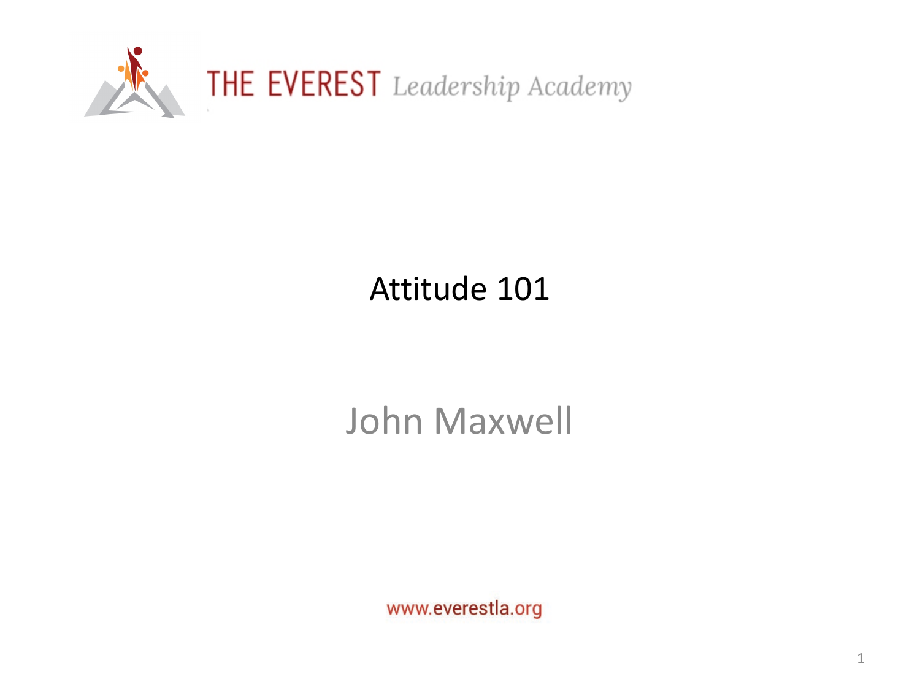THE EVEREST *Leadership Academy*

# Attitude 101

## John Maxwell

www.everestla.org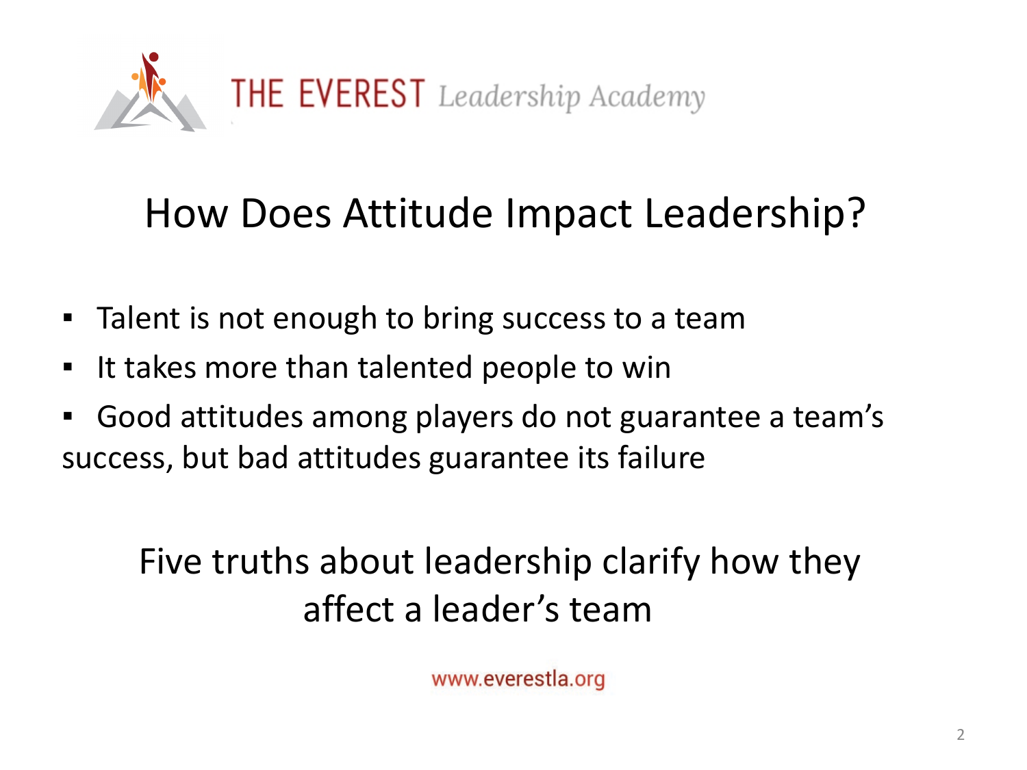# How Does Attitude Impact Leadership?

- Talent is not enough to bring success to a team
- It takes more than talented people to win
- Good attitudes among players do not guarantee a team's success, but bad attitudes guarantee its failure

Five truths about leadership clarify how they affect a leader's team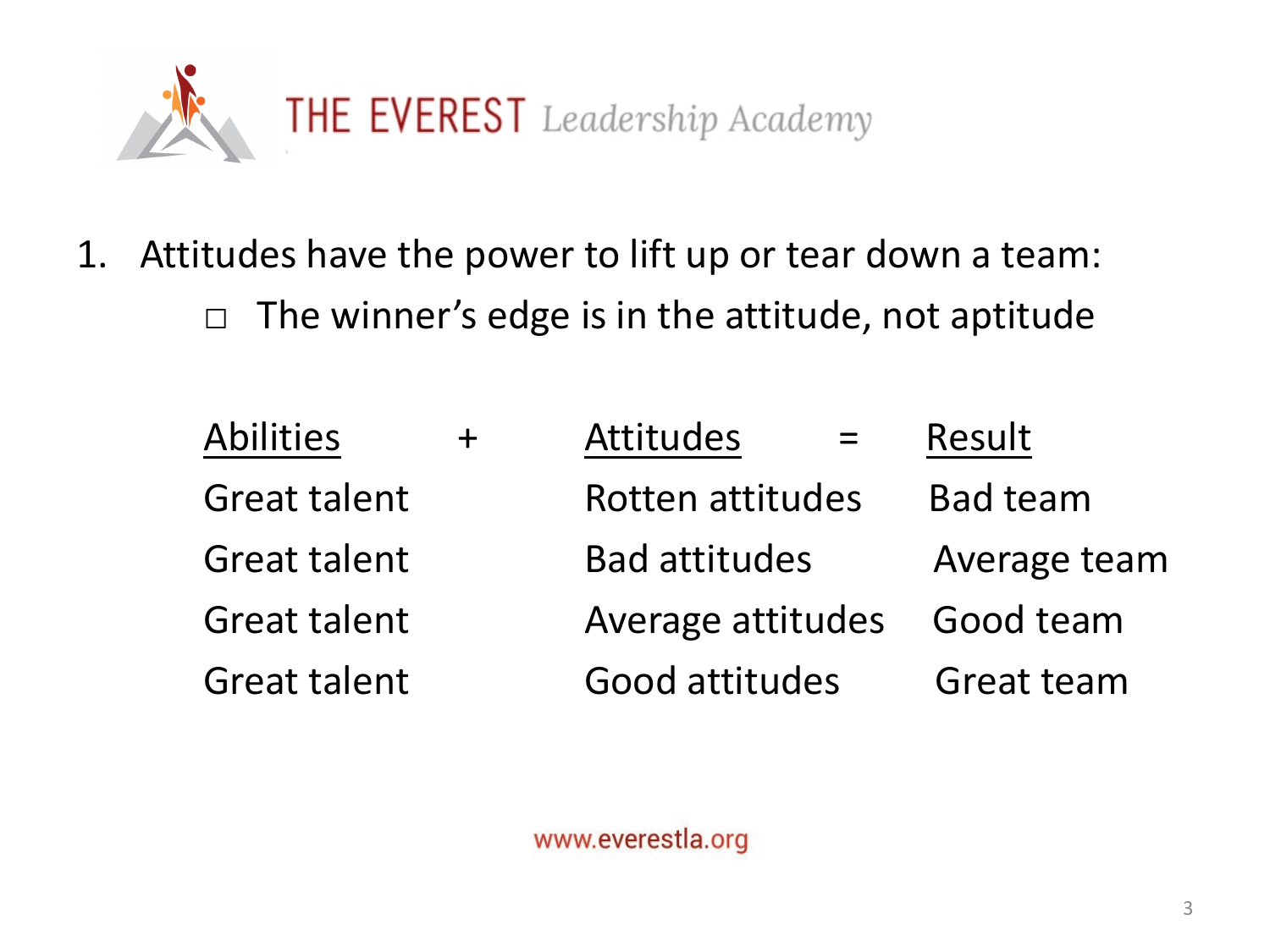1. Attitudes have the power to lift up or tear down a team:
   - The winner's edge is in the attitude, not aptitude

| Abilities | + | Attitudes | = | Result |
| --- | --- | --- | --- | --- |
| Great talent | | Rotten attitudes | | Bad team |
| Great talent | | Bad attitudes | | Average team |
| Great talent | | Average attitudes | | Good team |
| Great talent | | Good attitudes | | Great team |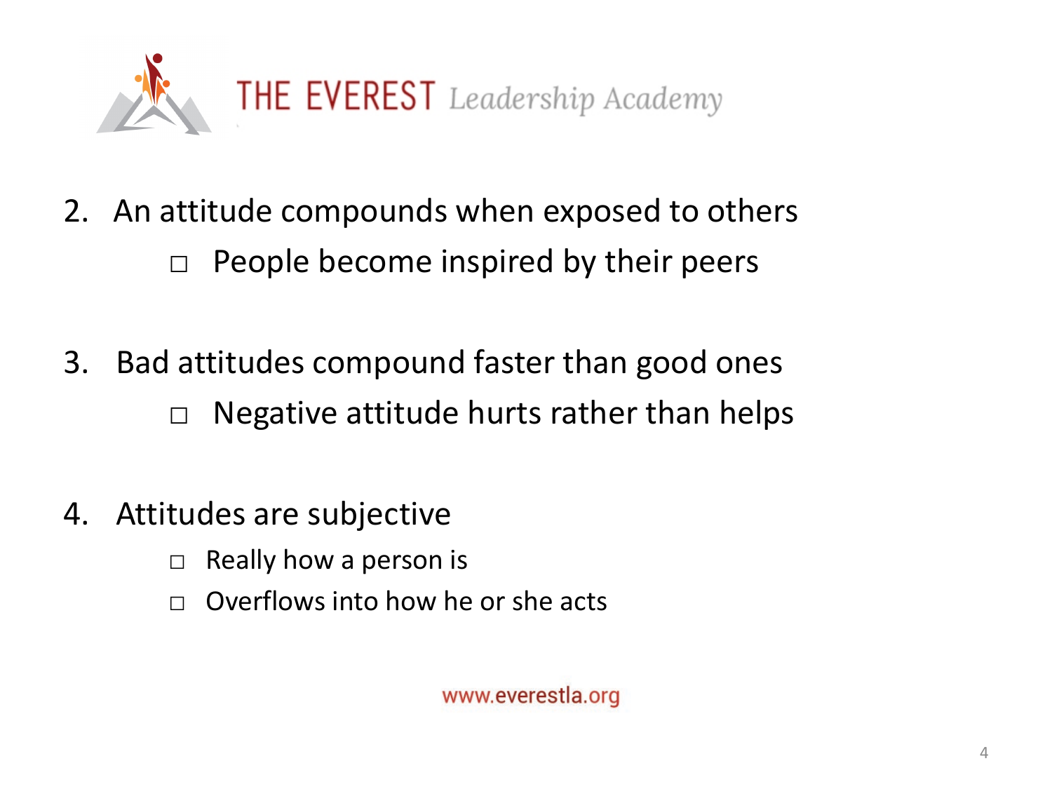2. An attitude compounds when exposed to others
   - People become inspired by their peers

3. Bad attitudes compound faster than good ones
   - Negative attitude hurts rather than helps

4. Attitudes are subjective
   - Really how a person is
   - Overflows into how he or she acts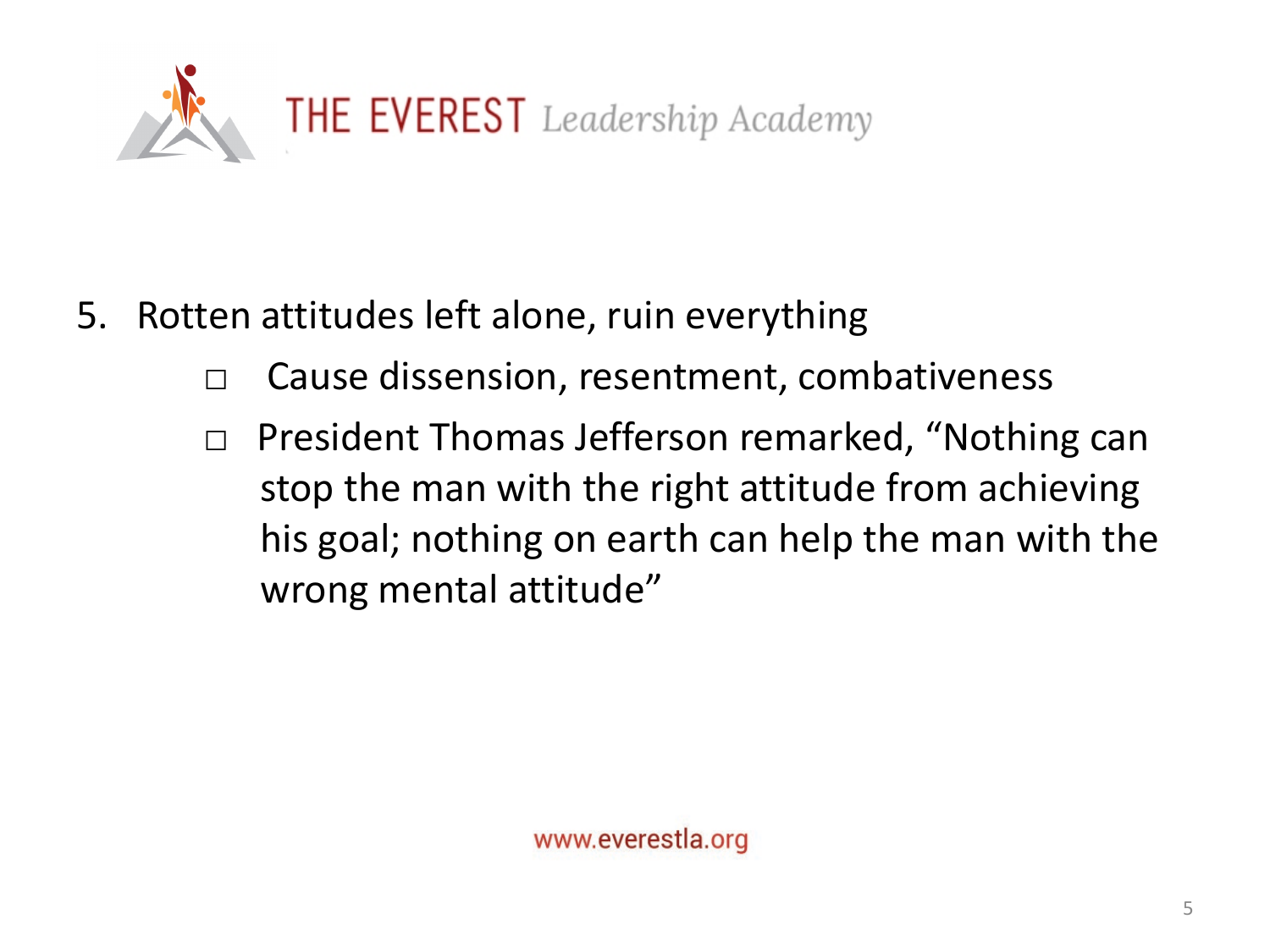5. Rotten attitudes left alone, ruin everything
    - Cause dissension, resentment, combativeness
    - President Thomas Jefferson remarked, “Nothing can stop the man with the right attitude from achieving his goal; nothing on earth can help the man with the wrong mental attitude”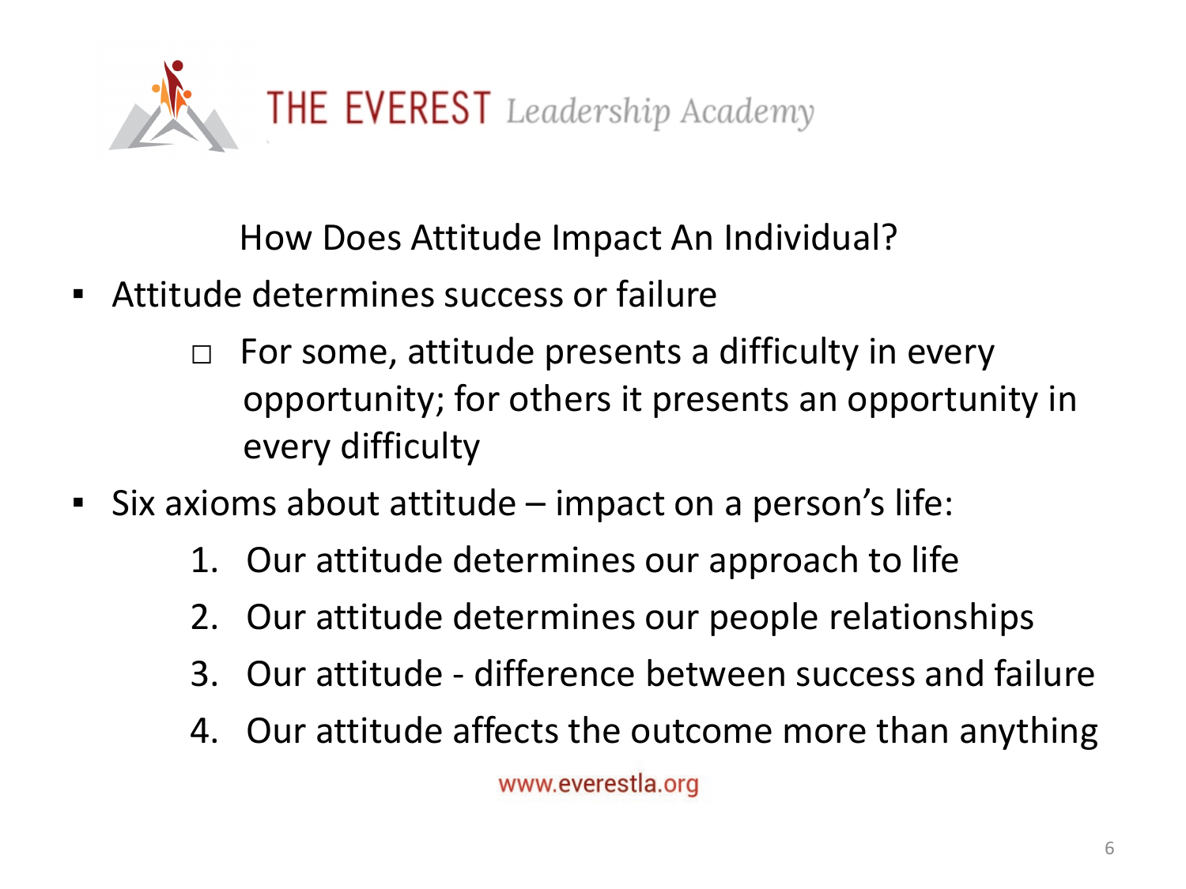## How Does Attitude Impact An Individual?

- Attitude determines success or failure
  - For some, attitude presents a difficulty in every opportunity; for others it presents an opportunity in every difficulty
- Six axioms about attitude – impact on a person's life:
  1. Our attitude determines our approach to life
  2. Our attitude determines our people relationships
  3. Our attitude - difference between success and failure
  4. Our attitude affects the outcome more than anything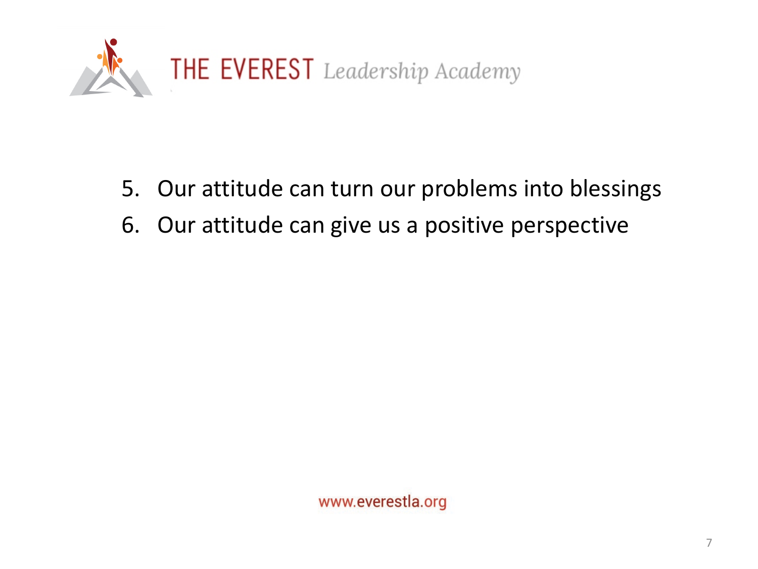5. Our attitude can turn our problems into blessings
6. Our attitude can give us a positive perspective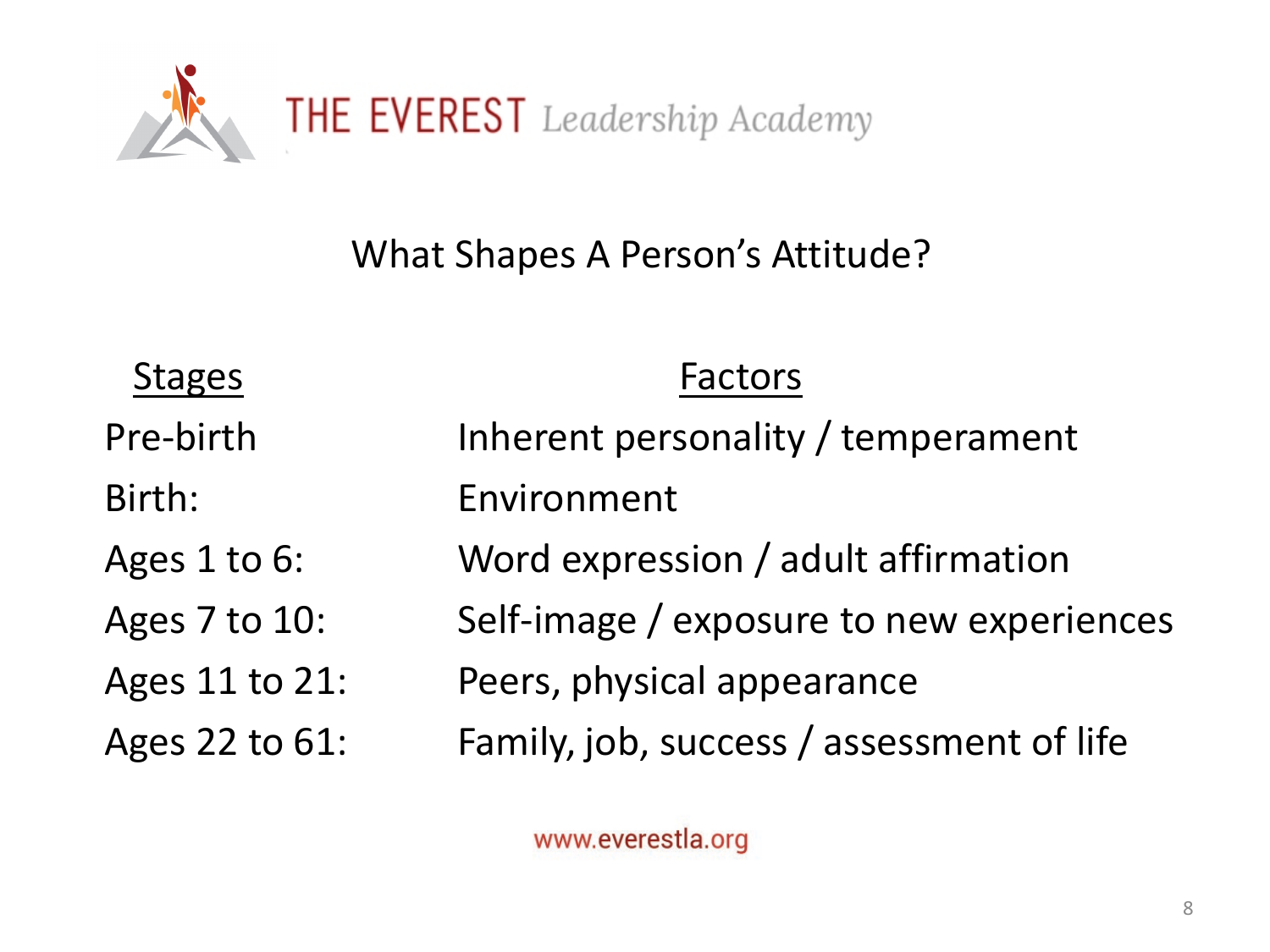THE EVEREST *Leadership Academy*

## What Shapes A Person's Attitude?

| Stages | Factors |
| --- | --- |
| Pre-birth | Inherent personality / temperament |
| Birth: | Environment |
| Ages 1 to 6: | Word expression / adult affirmation |
| Ages 7 to 10: | Self-image / exposure to new experiences |
| Ages 11 to 21: | Peers, physical appearance |
| Ages 22 to 61: | Family, job, success / assessment of life |

www.everestla.org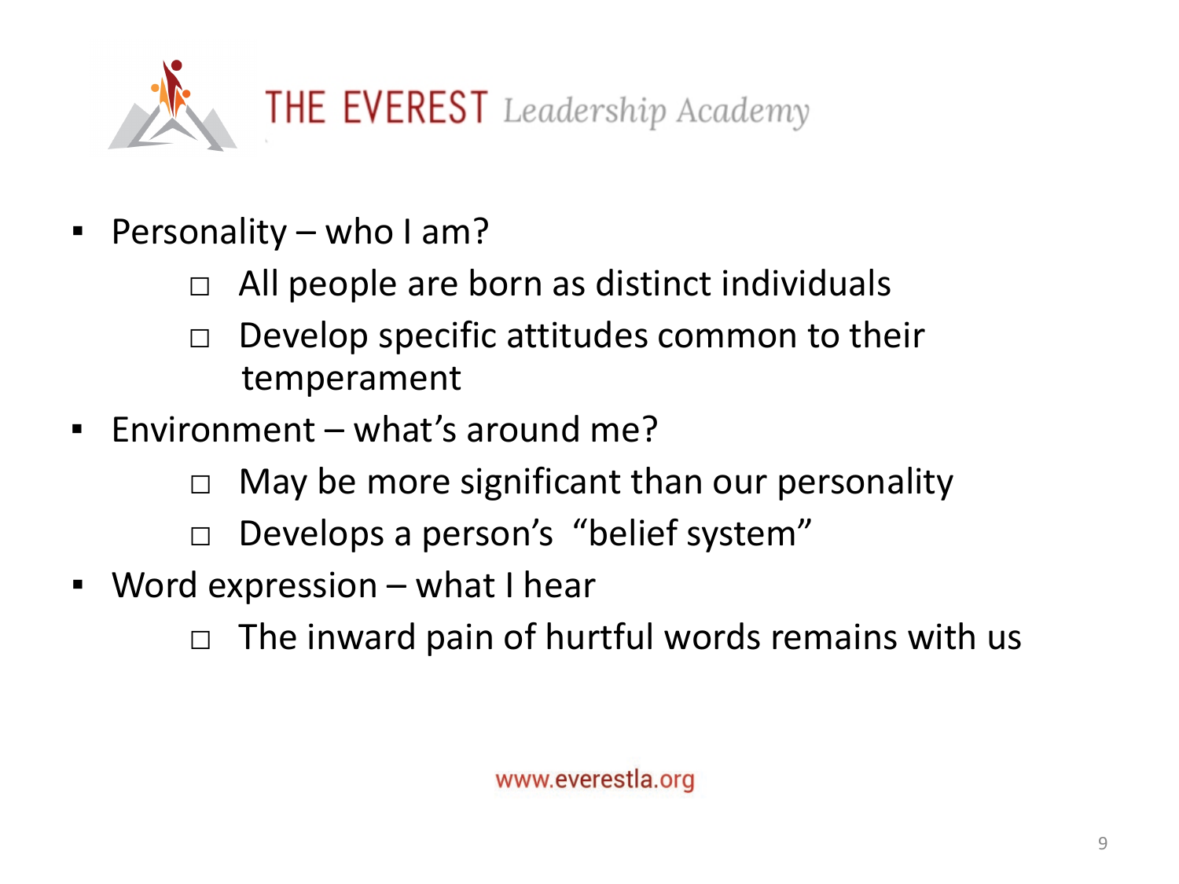- Personality – who I am?
  - All people are born as distinct individuals
  - Develop specific attitudes common to their temperament
- Environment – what's around me?
  - May be more significant than our personality
  - Develops a person's "belief system"
- Word expression – what I hear
  - The inward pain of hurtful words remains with us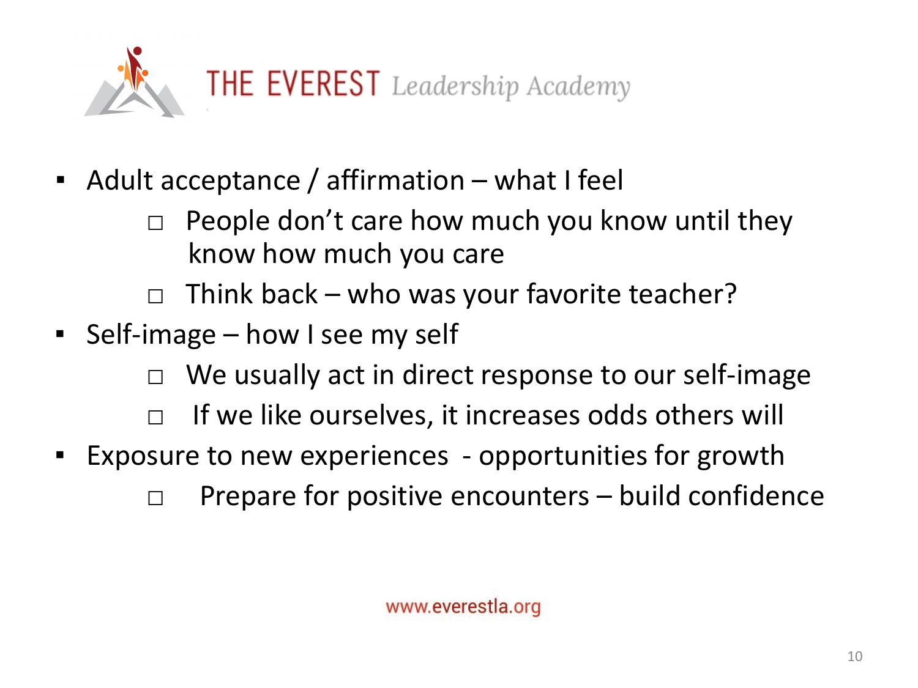- Adult acceptance / affirmation – what I feel
  - People don't care how much you know until they know how much you care
  - Think back – who was your favorite teacher?
- Self-image – how I see my self
  - We usually act in direct response to our self-image
  - If we like ourselves, it increases odds others will
- Exposure to new experiences - opportunities for growth
  - Prepare for positive encounters – build confidence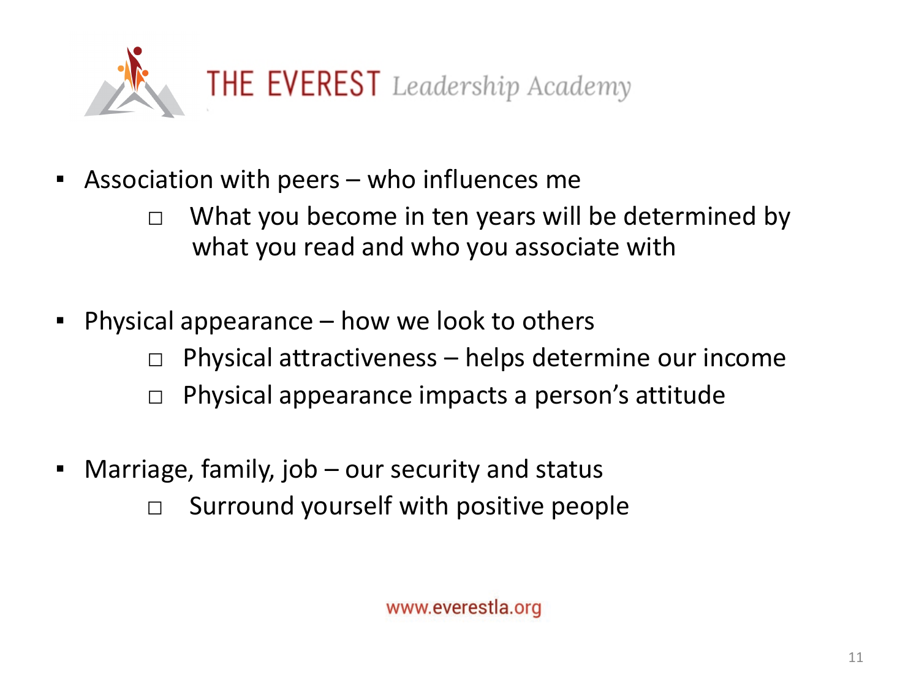- Association with peers – who influences me
  - What you become in ten years will be determined by what you read and who you associate with

- Physical appearance – how we look to others
  - Physical attractiveness – helps determine our income
  - Physical appearance impacts a person's attitude

- Marriage, family, job – our security and status
  - Surround yourself with positive people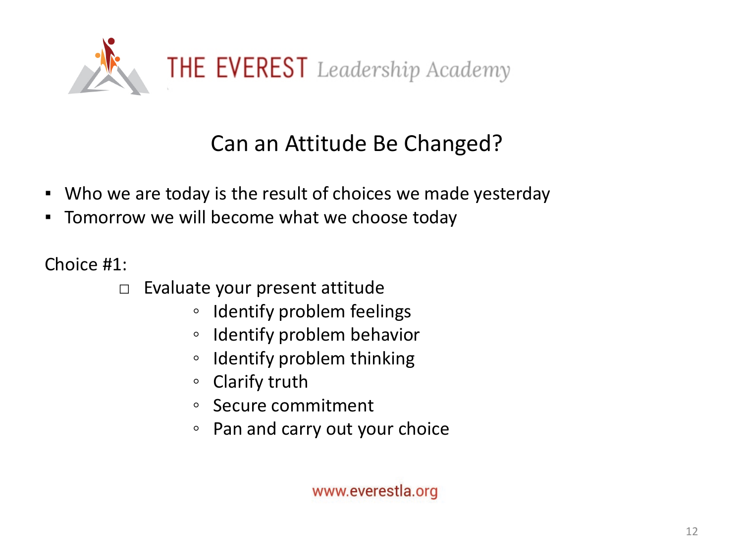# Can an Attitude Be Changed?

- Who we are today is the result of choices we made yesterday
- Tomorrow we will become what we choose today

Choice #1:

- ☐ Evaluate your present attitude
  - Identify problem feelings
  - Identify problem behavior
  - Identify problem thinking
  - Clarify truth
  - Secure commitment
  - Pan and carry out your choice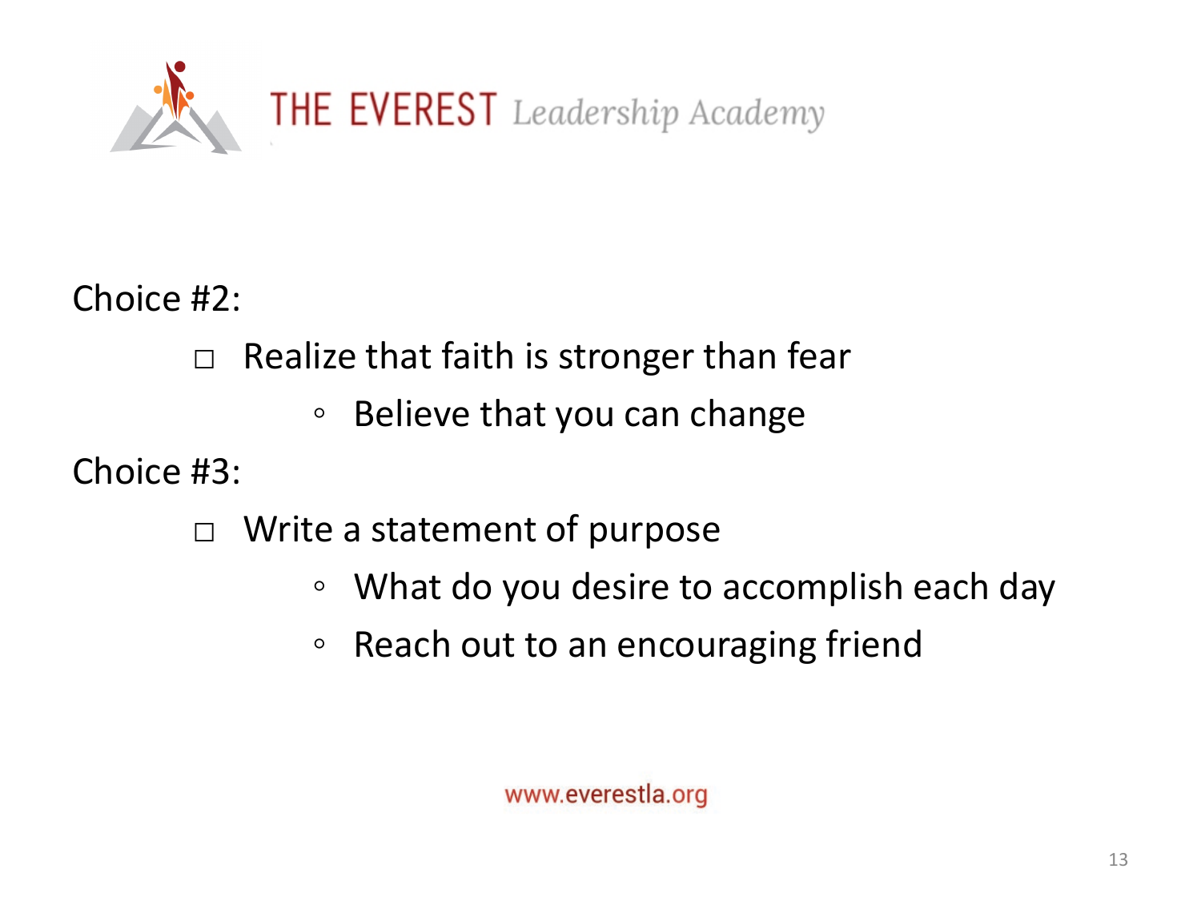Choice #2:

- Realize that faith is stronger than fear
  - Believe that you can change

Choice #3:

- Write a statement of purpose
  - What do you desire to accomplish each day
  - Reach out to an encouraging friend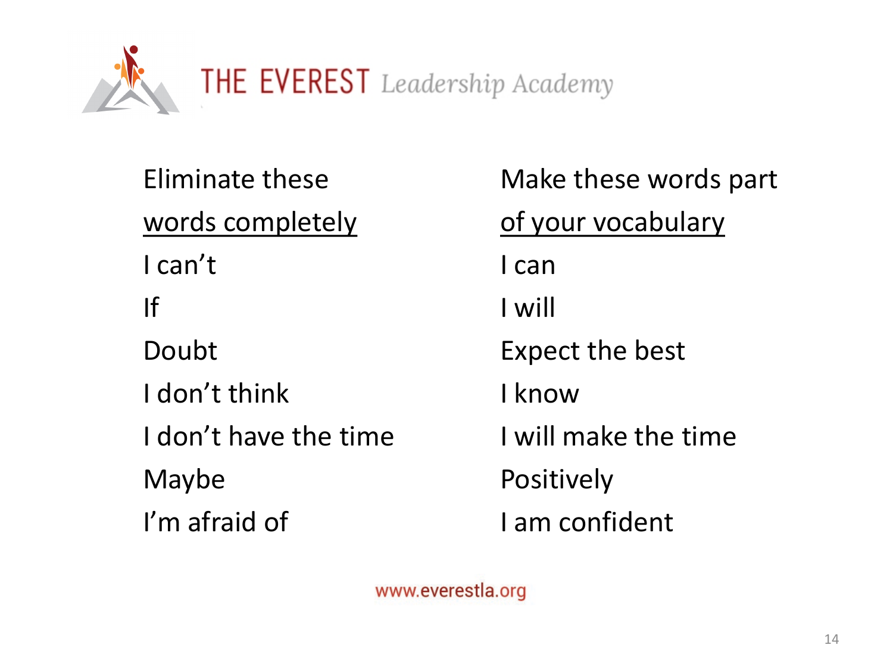| Eliminate these words completely | Make these words part of your vocabulary |
| --- | --- |
| I can't | I can |
| If | I will |
| Doubt | Expect the best |
| I don't think | I know |
| I don't have the time | I will make the time |
| Maybe | Positively |
| I'm afraid of | I am confident |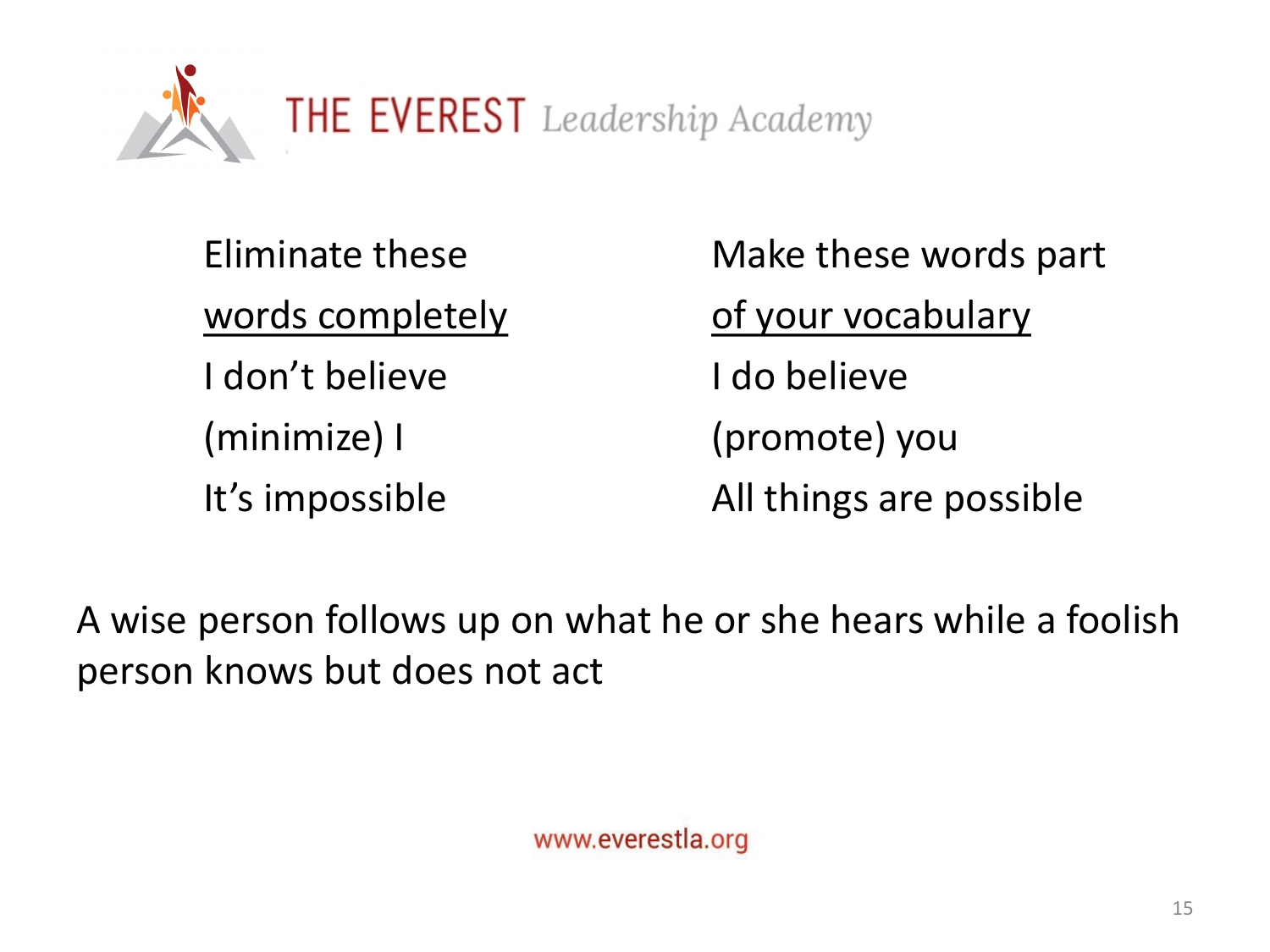| Eliminate these words completely | Make these words part of your vocabulary |
| --- | --- |
| I don't believe | I do believe |
| (minimize) I | (promote) you |
| It's impossible | All things are possible |

A wise person follows up on what he or she hears while a foolish person knows but does not act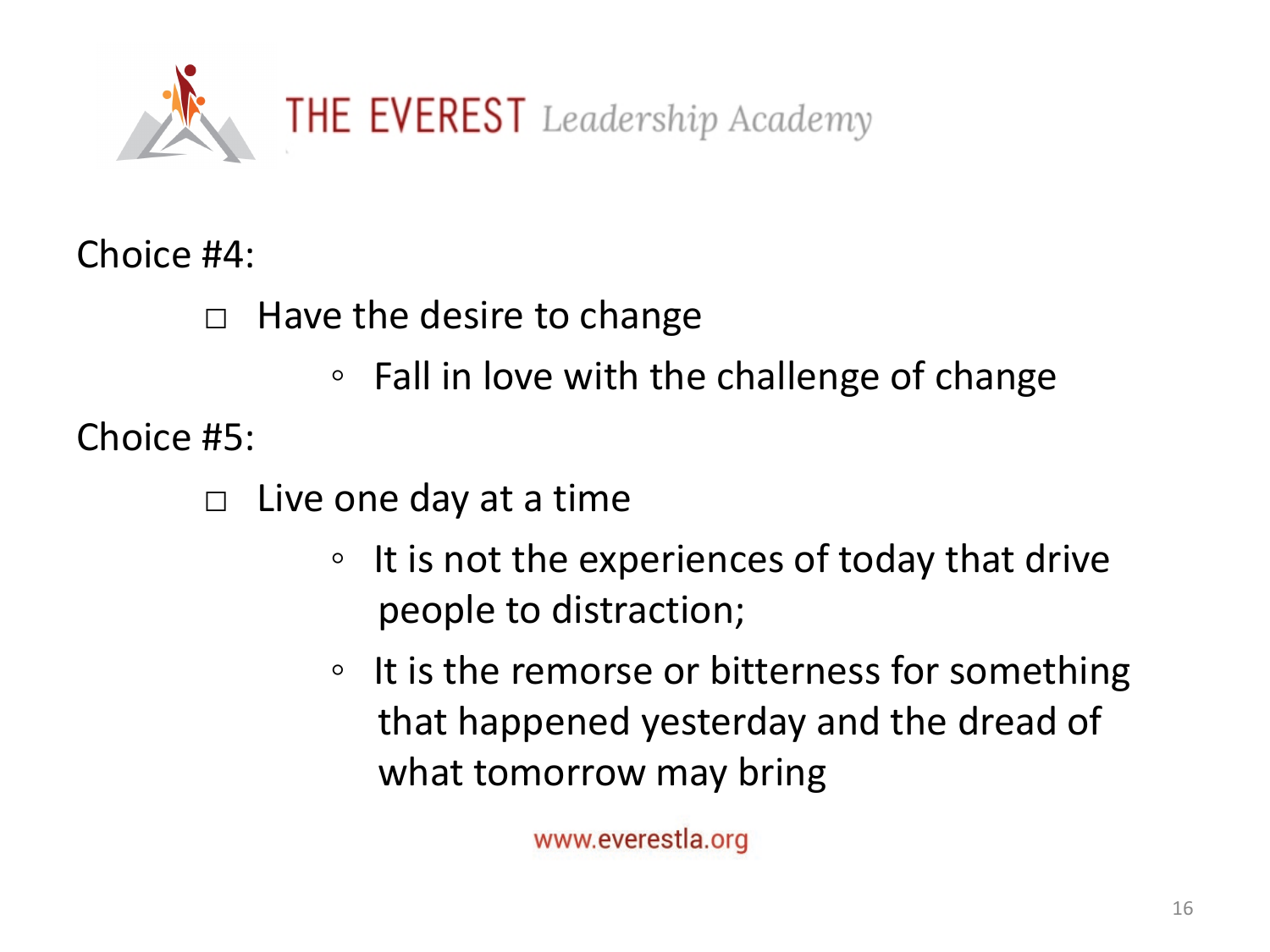Choice #4:

- Have the desire to change
  - Fall in love with the challenge of change

Choice #5:

- Live one day at a time
  - It is not the experiences of today that drive people to distraction;
  - It is the remorse or bitterness for something that happened yesterday and the dread of what tomorrow may bring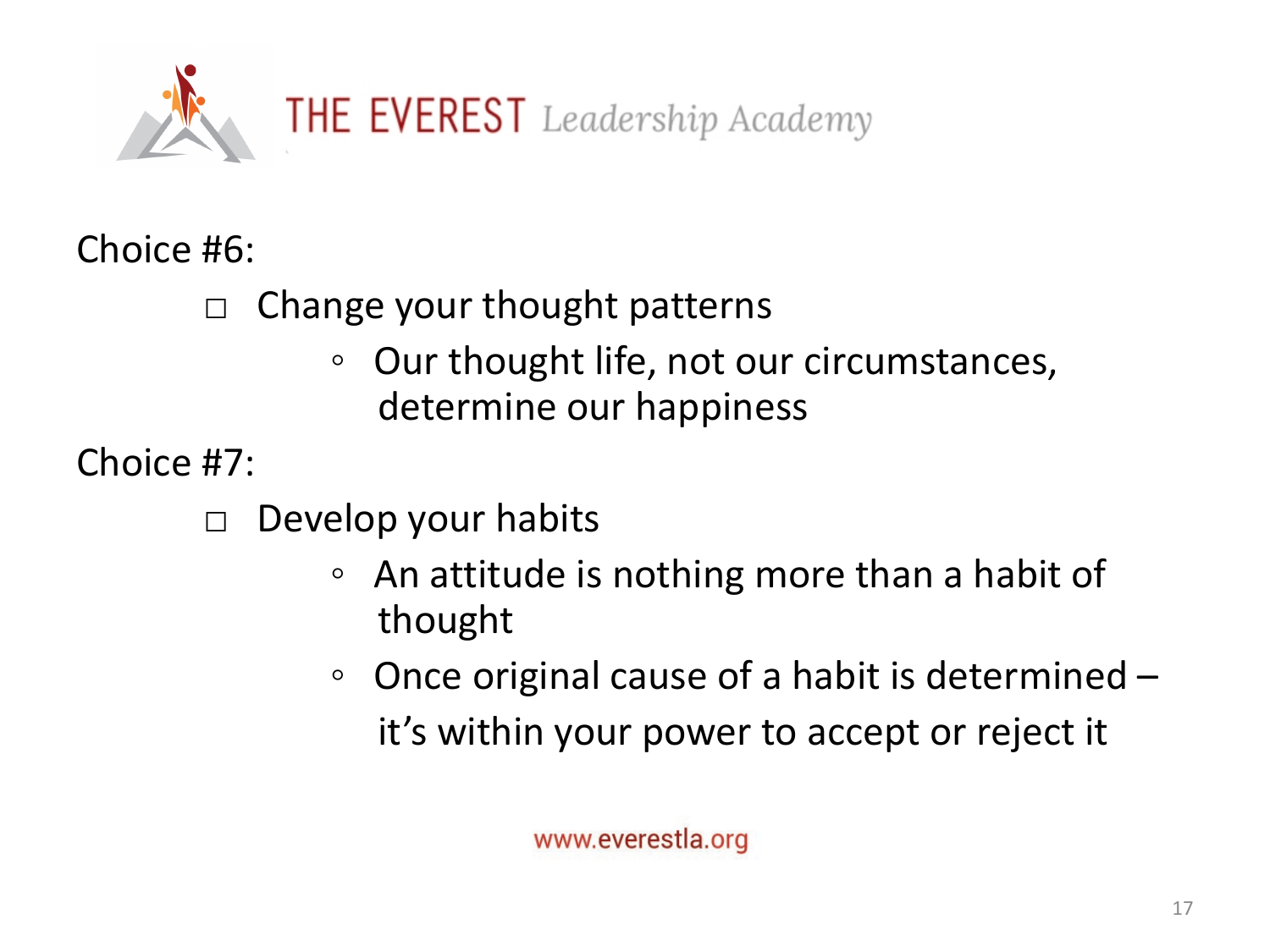Choice #6:

- Change your thought patterns
  - Our thought life, not our circumstances, determine our happiness

Choice #7:

- Develop your habits
  - An attitude is nothing more than a habit of thought
  - Once original cause of a habit is determined – it's within your power to accept or reject it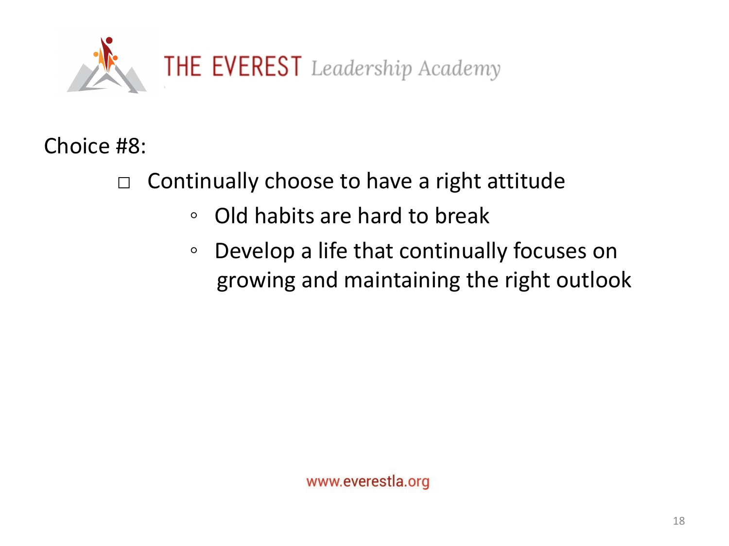THE EVEREST *Leadership Academy*

Choice #8:

- Continually choose to have a right attitude
  - Old habits are hard to break
  - Develop a life that continually focuses on growing and maintaining the right outlook

www.everestla.org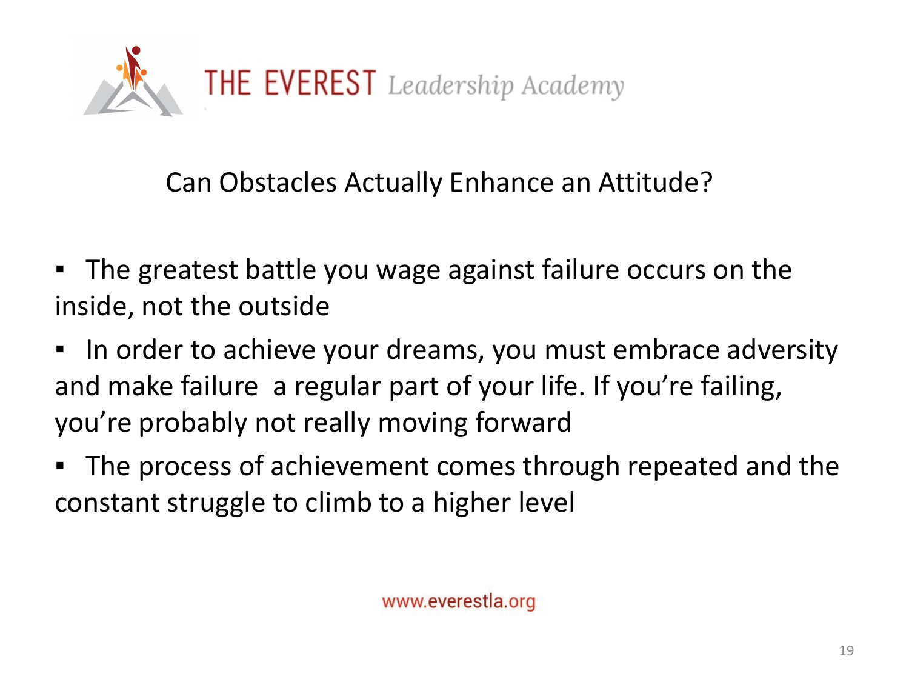THE EVEREST *Leadership Academy*

## Can Obstacles Actually Enhance an Attitude?

- The greatest battle you wage against failure occurs on the inside, not the outside
- In order to achieve your dreams, you must embrace adversity and make failure  a regular part of your life. If you're failing, you're probably not really moving forward
- The process of achievement comes through repeated and the constant struggle to climb to a higher level

www.everestla.org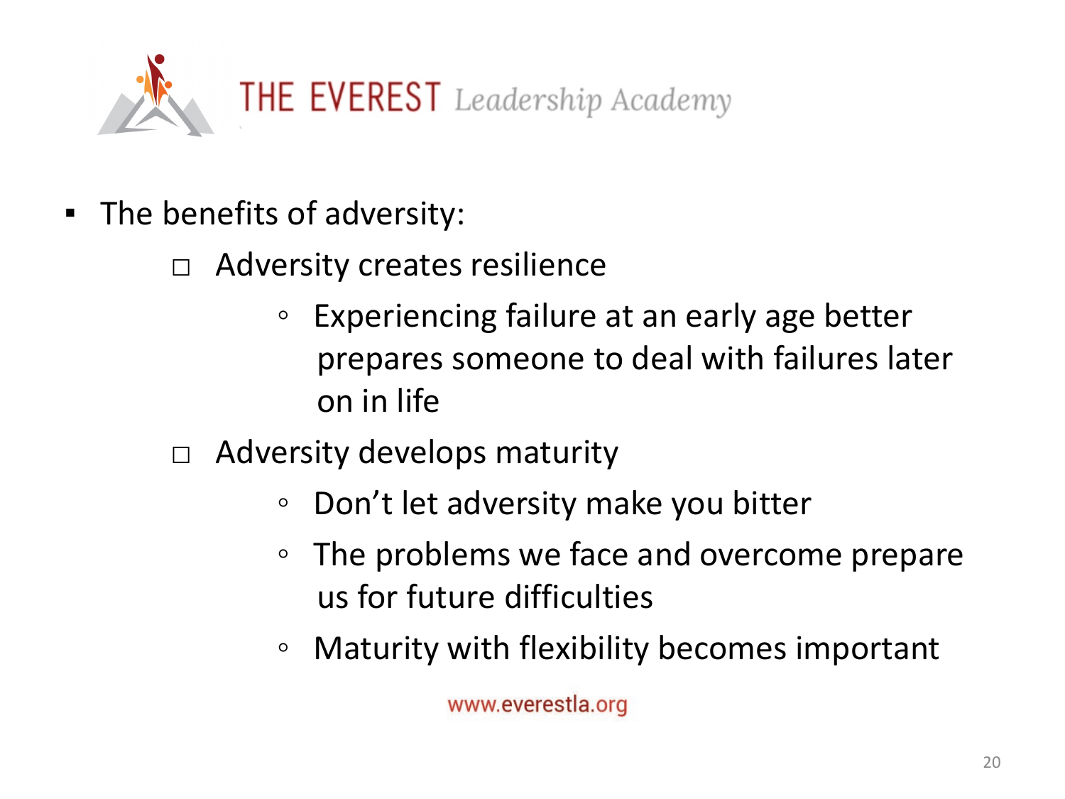- The benefits of adversity:
  - Adversity creates resilience
    - Experiencing failure at an early age better prepares someone to deal with failures later on in life
  - Adversity develops maturity
    - Don't let adversity make you bitter
    - The problems we face and overcome prepare us for future difficulties
    - Maturity with flexibility becomes important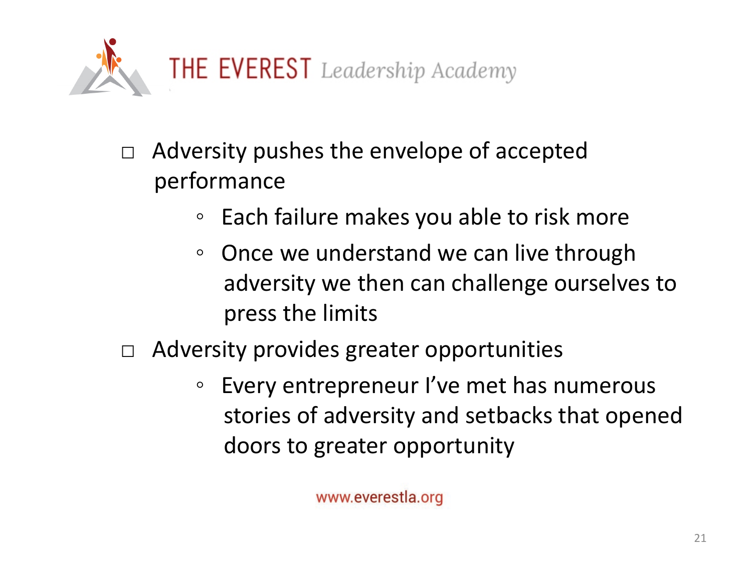- Adversity pushes the envelope of accepted performance
    - Each failure makes you able to risk more
    - Once we understand we can live through adversity we then can challenge ourselves to press the limits
- Adversity provides greater opportunities
    - Every entrepreneur I've met has numerous stories of adversity and setbacks that opened doors to greater opportunity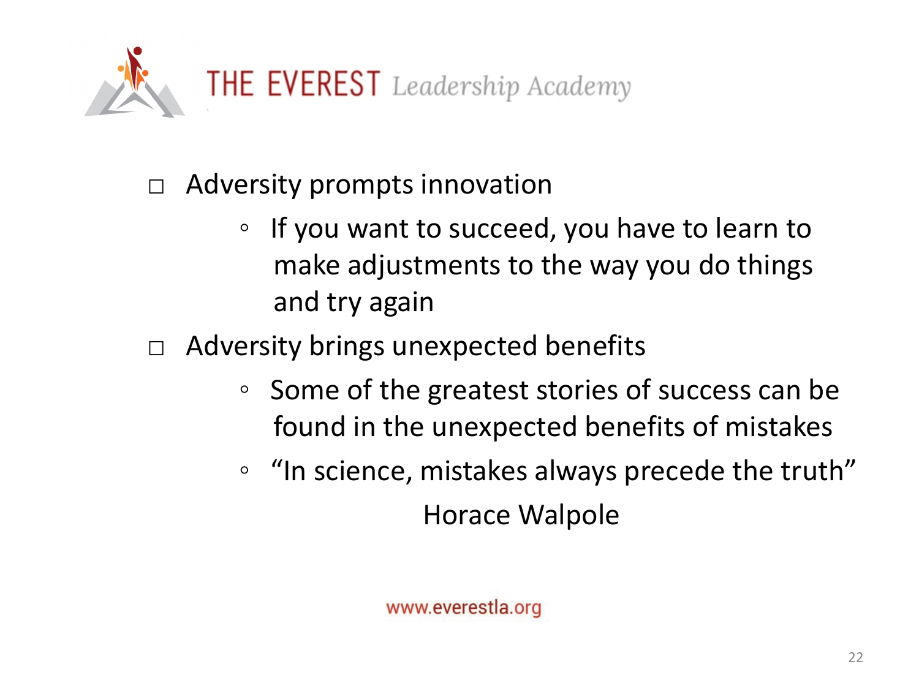- Adversity prompts innovation
  - If you want to succeed, you have to learn to make adjustments to the way you do things and try again
- Adversity brings unexpected benefits
  - Some of the greatest stories of success can be found in the unexpected benefits of mistakes
  - "In science, mistakes always precede the truth"

    Horace Walpole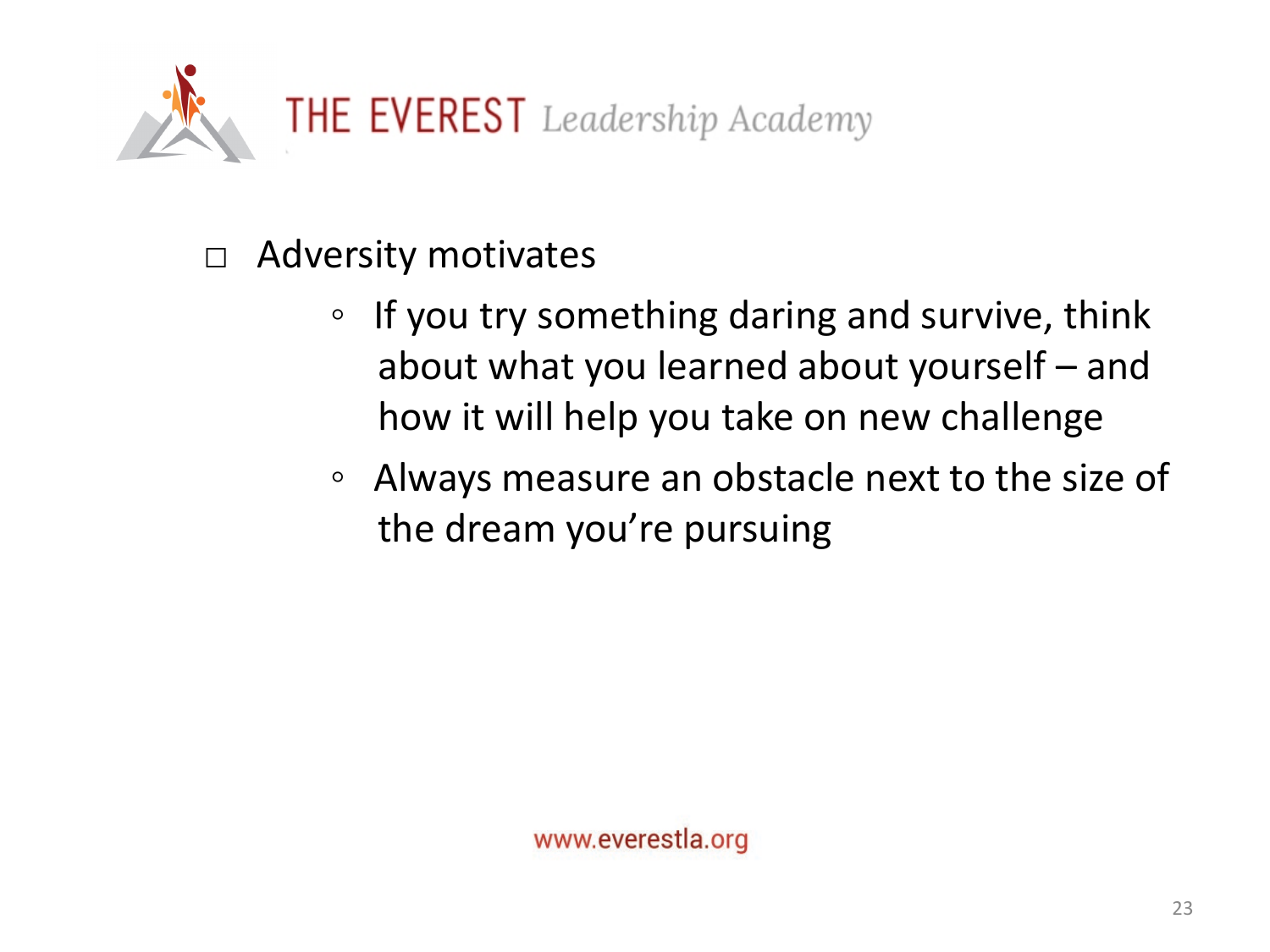- Adversity motivates
  - If you try something daring and survive, think about what you learned about yourself – and how it will help you take on new challenge
  - Always measure an obstacle next to the size of the dream you're pursuing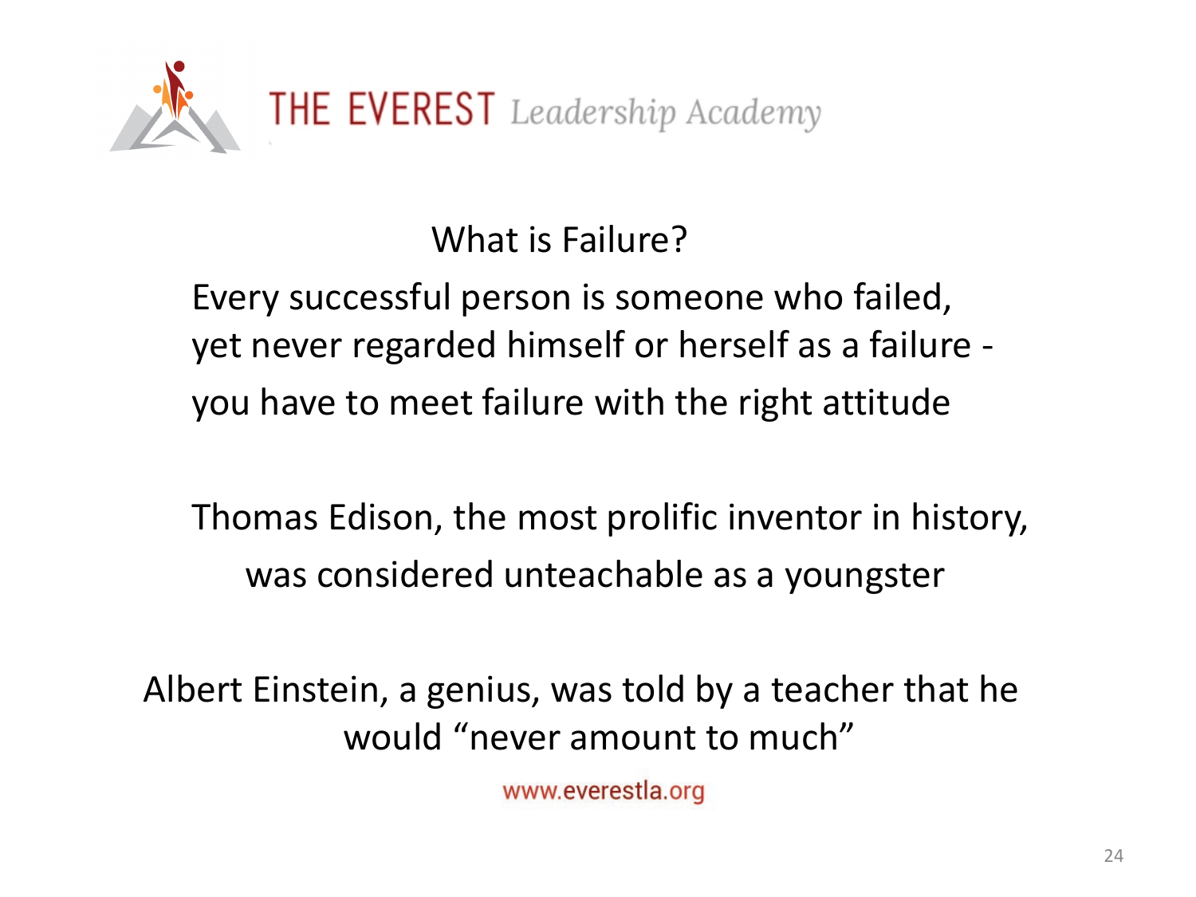## What is Failure?

Every successful person is someone who failed, yet never regarded himself or herself as a failure - you have to meet failure with the right attitude

Thomas Edison, the most prolific inventor in history, was considered unteachable as a youngster

Albert Einstein, a genius, was told by a teacher that he would “never amount to much”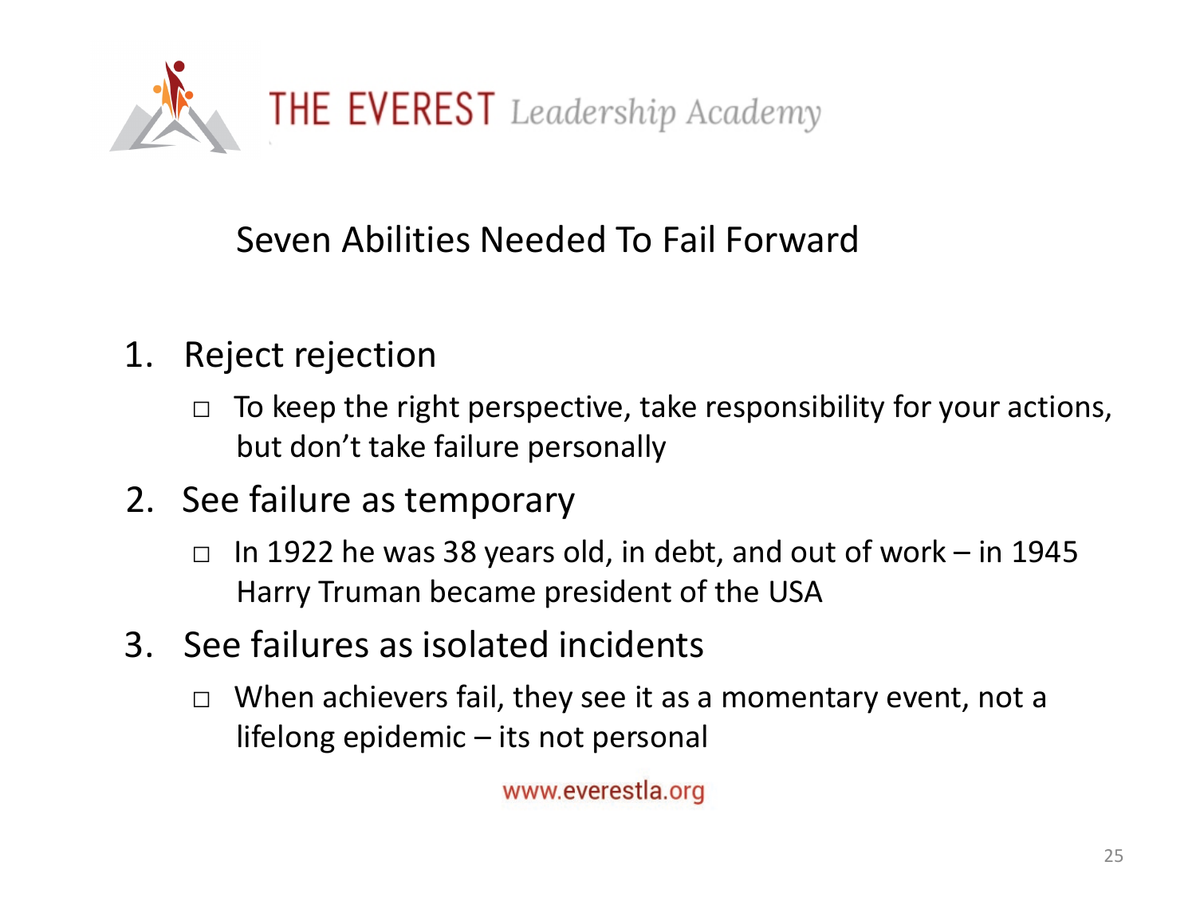THE EVEREST *Leadership Academy*

## Seven Abilities Needed To Fail Forward

1. Reject rejection
   - To keep the right perspective, take responsibility for your actions, but don't take failure personally
2. See failure as temporary
   - In 1922 he was 38 years old, in debt, and out of work – in 1945 Harry Truman became president of the USA
3. See failures as isolated incidents
   - When achievers fail, they see it as a momentary event, not a lifelong epidemic – its not personal

www.everestla.org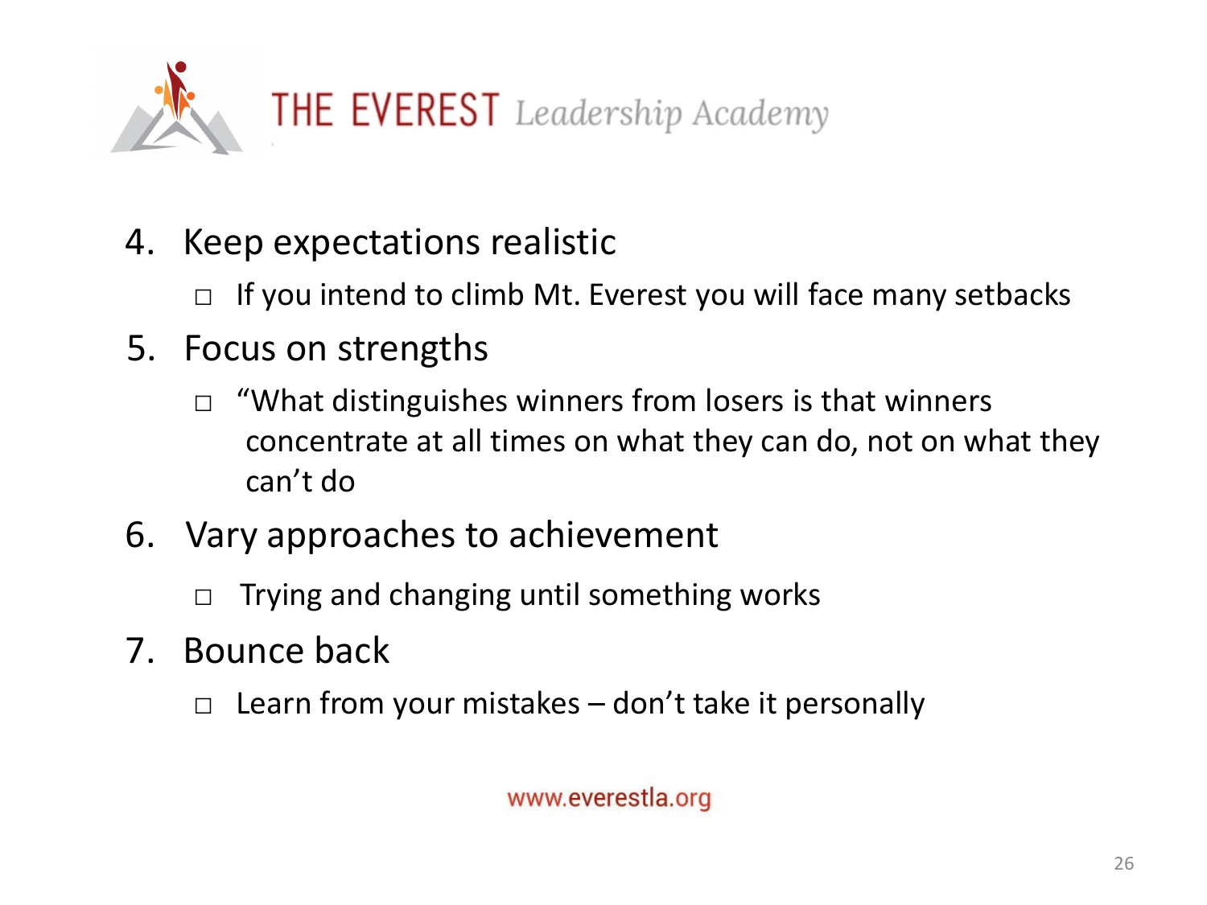4. Keep expectations realistic
   - If you intend to climb Mt. Everest you will face many setbacks
5. Focus on strengths
   - “What distinguishes winners from losers is that winners concentrate at all times on what they can do, not on what they can’t do
6. Vary approaches to achievement
   - Trying and changing until something works
7. Bounce back
   - Learn from your mistakes – don’t take it personally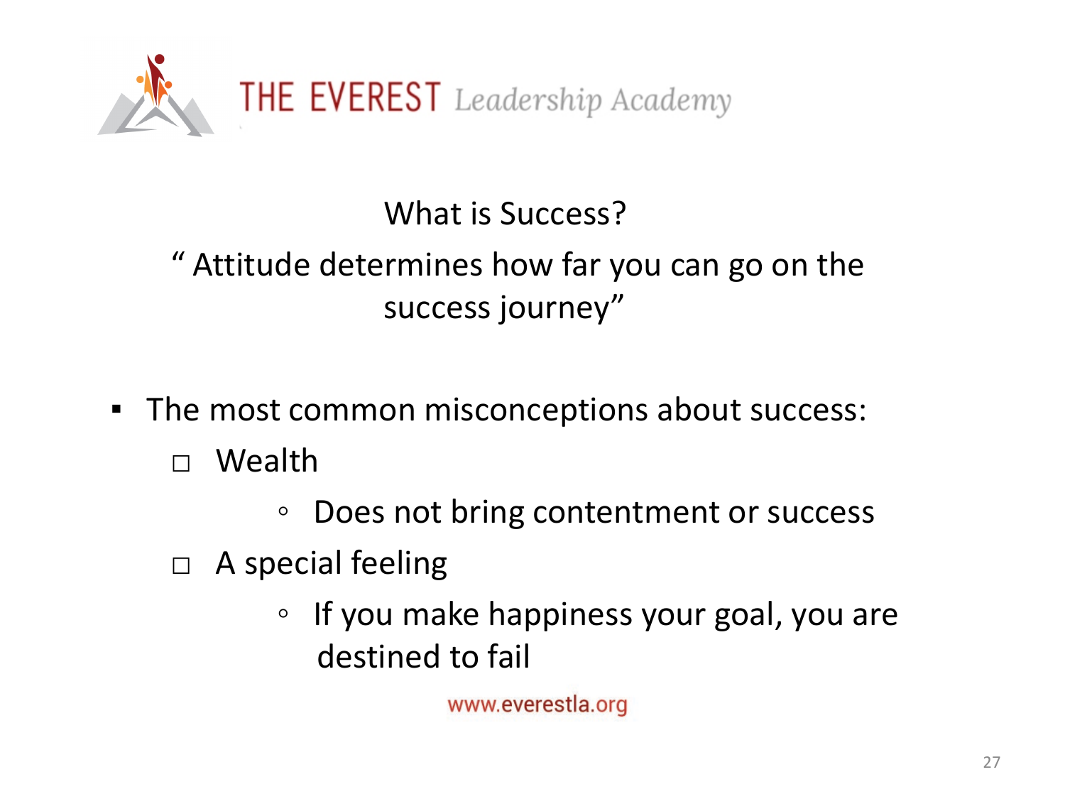What is Success?

" Attitude determines how far you can go on the success journey"

- The most common misconceptions about success:
  - Wealth
    - Does not bring contentment or success
  - A special feeling
    - If you make happiness your goal, you are destined to fail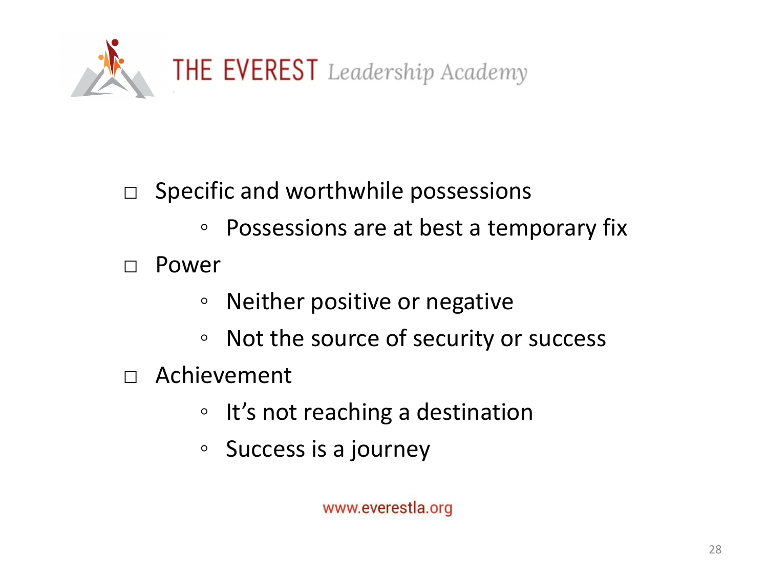- Specific and worthwhile possessions
  - Possessions are at best a temporary fix
- Power
  - Neither positive or negative
  - Not the source of security or success
- Achievement
  - It's not reaching a destination
  - Success is a journey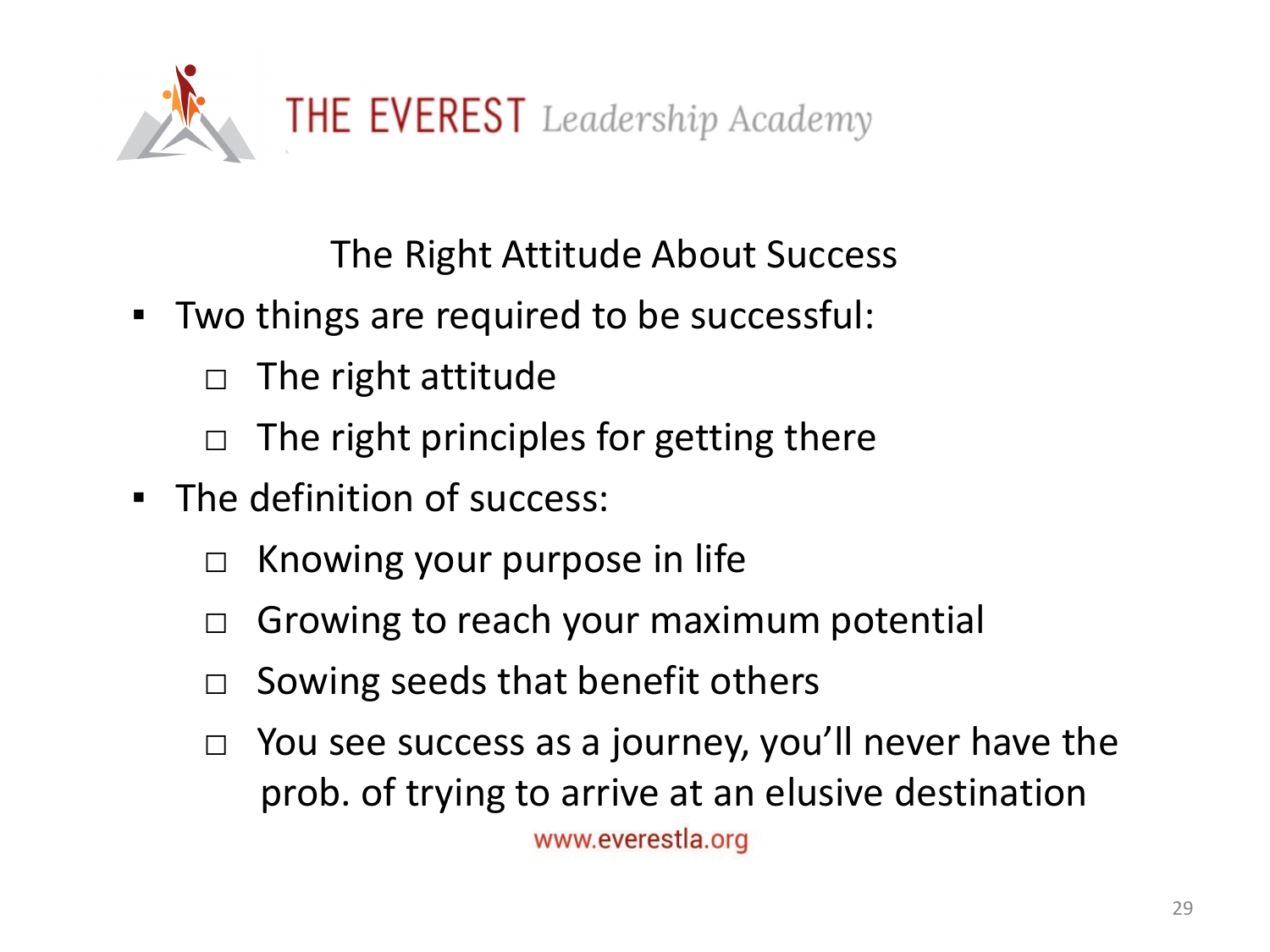THE EVEREST Leadership Academy

## The Right Attitude About Success

- Two things are required to be successful:
  - The right attitude
  - The right principles for getting there
- The definition of success:
  - Knowing your purpose in life
  - Growing to reach your maximum potential
  - Sowing seeds that benefit others
  - You see success as a journey, you'll never have the prob. of trying to arrive at an elusive destination

www.everestla.org